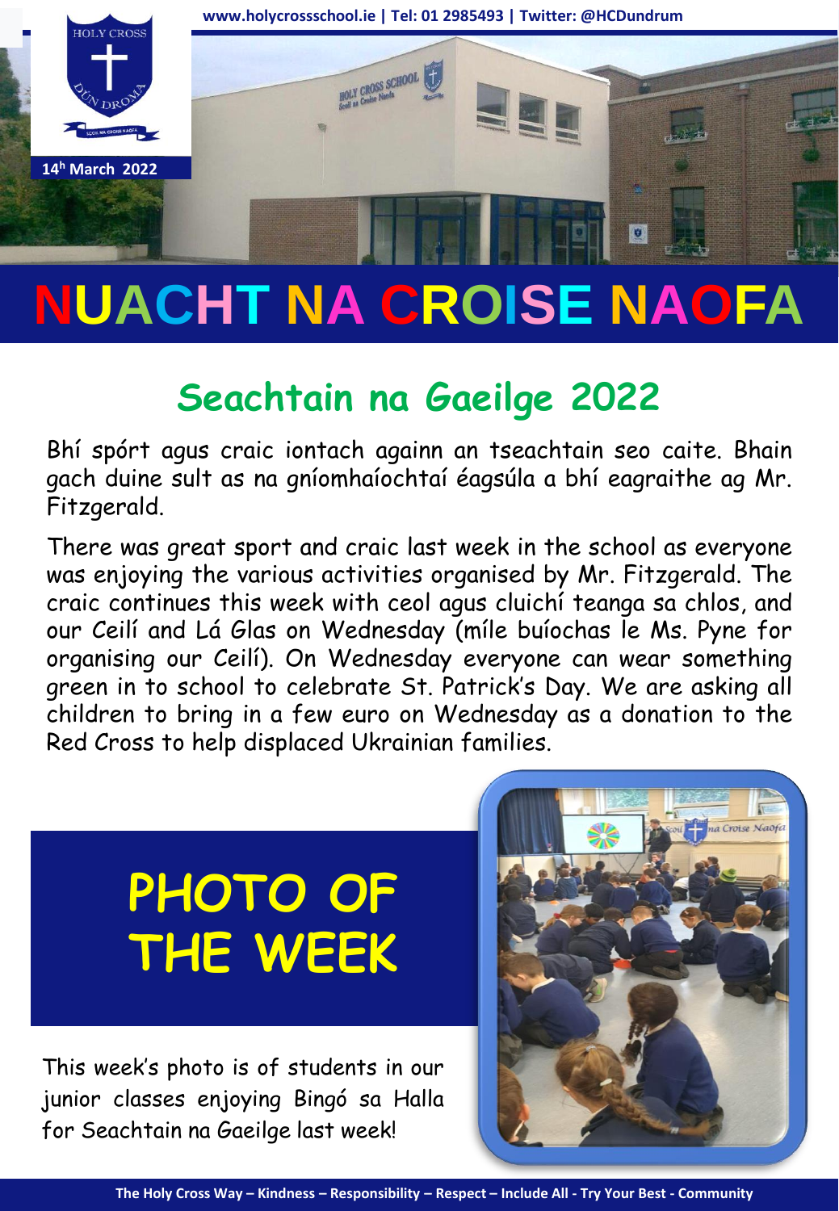www.holycrossschool.ie | Tel: 01 2985493 | Twitter: @HCDundrum

14th March 2022

# NUACHT NA CROISE NAOFA

## Seachtain na Gaeilge 2022

Bhí spórt agus craic iontach againn an tseachtain seo caite. Bhain gach duine sult as na gníomhaíochtaí éagsúla a bhí eagraithe ag Mr. Fitzgerald.

There was great sport and craic last week in the school as everyone was enjoying the various activities organised by Mr. Fitzgerald. The craic continues this week with ceol agus cluichí teanga sa chlos, and our Ceilí and Lá Glas on Wednesday (míle buíochas le Ms. Pyne for organising our Ceilí). On Wednesday everyone can wear something green in to school to celebrate St. Patrick's Day. We are asking all children to bring in a few euro on Wednesday as a donation to the Red Cross to help displaced Ukrainian families.

## PHOTO OF THE WEEK

This week's photo is of students in our junior classes enjoying Bingó sa Halla for Seachtain na Gaeilge last week!

The Holy Cross Way – Kindness – Responsibility – Respect – Include All - Try Your Best - Community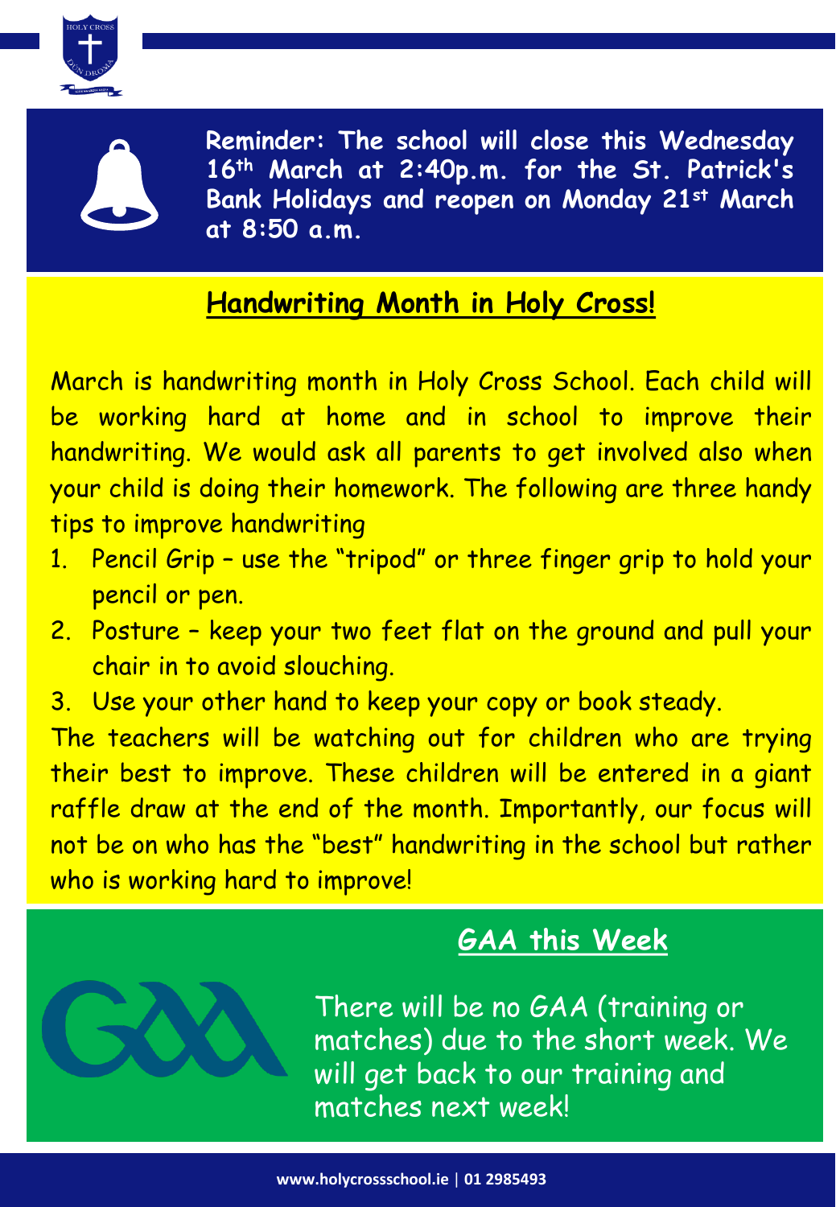**Reminder: The school will close this Wednesday 16th March at 2:40p.m. for the St. Patrick's Bank Holidays and reopen on Monday 21st March at 8:50 a.m.**

## Handwriting Month in Holy Cross!

March is handwriting month in Holy Cross School. Each child will be working hard at home and in school to improve their handwriting. We would ask all parents to get involved also when your child is doing their homework. The following are three handy tips to improve handwriting

1. Pencil Grip – use the "tripod" or three finger grip to hold your pencil or pen.
2. Posture – keep your two feet flat on the ground and pull your chair in to avoid slouching.
3. Use your other hand to keep your copy or book steady.

The teachers will be watching out for children who are trying their best to improve. These children will be entered in a giant raffle draw at the end of the month. Importantly, our focus will not be on who has the "best" handwriting in the school but rather who is working hard to improve!

## GAA this Week

There will be no GAA (training or matches) due to the short week. We will get back to our training and matches next week!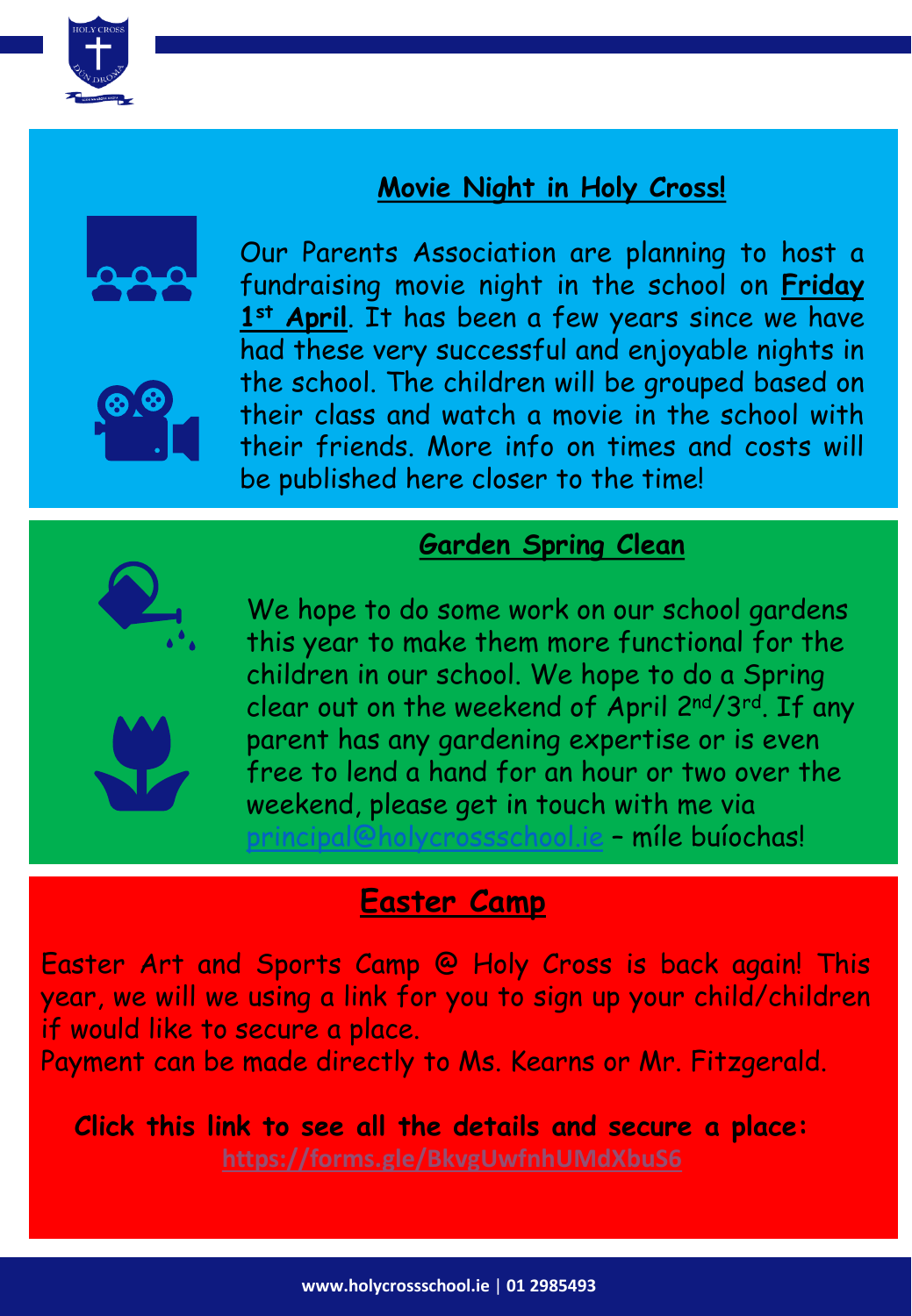## Movie Night in Holy Cross!

Our Parents Association are planning to host a fundraising movie night in the school on **Friday 1st April**. It has been a few years since we have had these very successful and enjoyable nights in the school. The children will be grouped based on their class and watch a movie in the school with their friends. More info on times and costs will be published here closer to the time!

## Garden Spring Clean

We hope to do some work on our school gardens this year to make them more functional for the children in our school. We hope to do a Spring clear out on the weekend of April 2nd/3rd. If any parent has any gardening expertise or is even free to lend a hand for an hour or two over the weekend, please get in touch with me via principal@holycrossschool.ie – míle buíochas!

## Easter Camp

Easter Art and Sports Camp @ Holy Cross is back again! This year, we will we using a link for you to sign up your child/children if would like to secure a place.
Payment can be made directly to Ms. Kearns or Mr. Fitzgerald.

**Click this link to see all the details and secure a place:**
https://forms.gle/BkvgUwfnhUMdXbuS6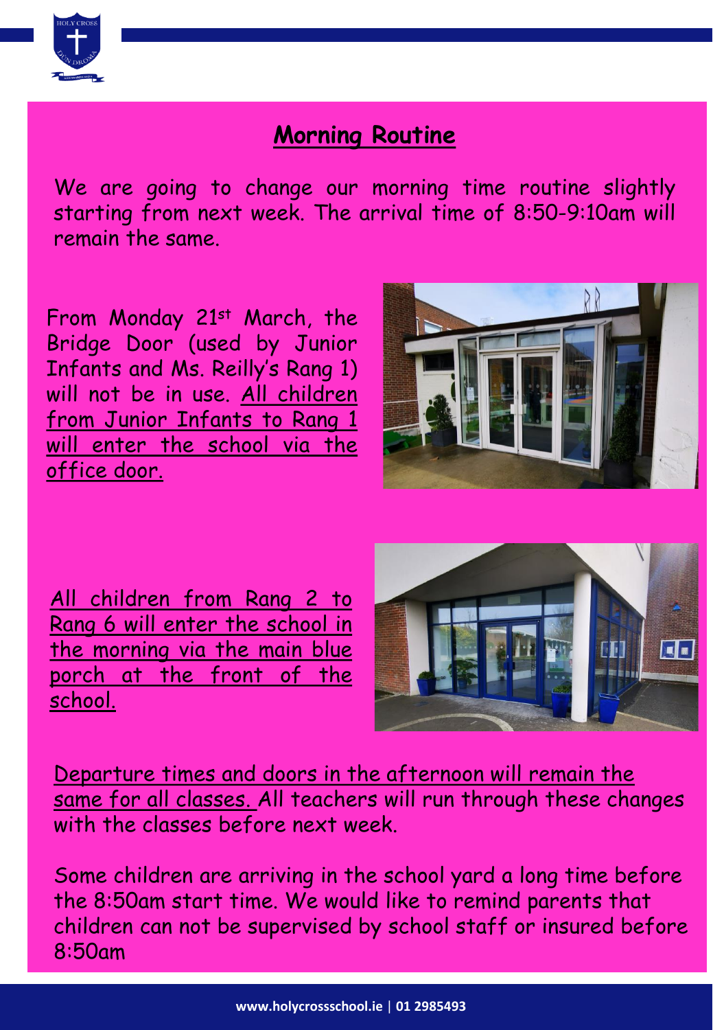## Morning Routine

We are going to change our morning time routine slightly starting from next week. The arrival time of 8:50-9:10am will remain the same.

From Monday 21st March, the Bridge Door (used by Junior Infants and Ms. Reilly's Rang 1) will not be in use. <u>All children from Junior Infants to Rang 1 will enter the school via the office door.</u>

<u>All children from Rang 2 to Rang 6 will enter the school in the morning via the main blue porch at the front of the school.</u>

<u>Departure times and doors in the afternoon will remain the same for all classes.</u> All teachers will run through these changes with the classes before next week.

Some children are arriving in the school yard a long time before the 8:50am start time. We would like to remind parents that children can not be supervised by school staff or insured before 8:50am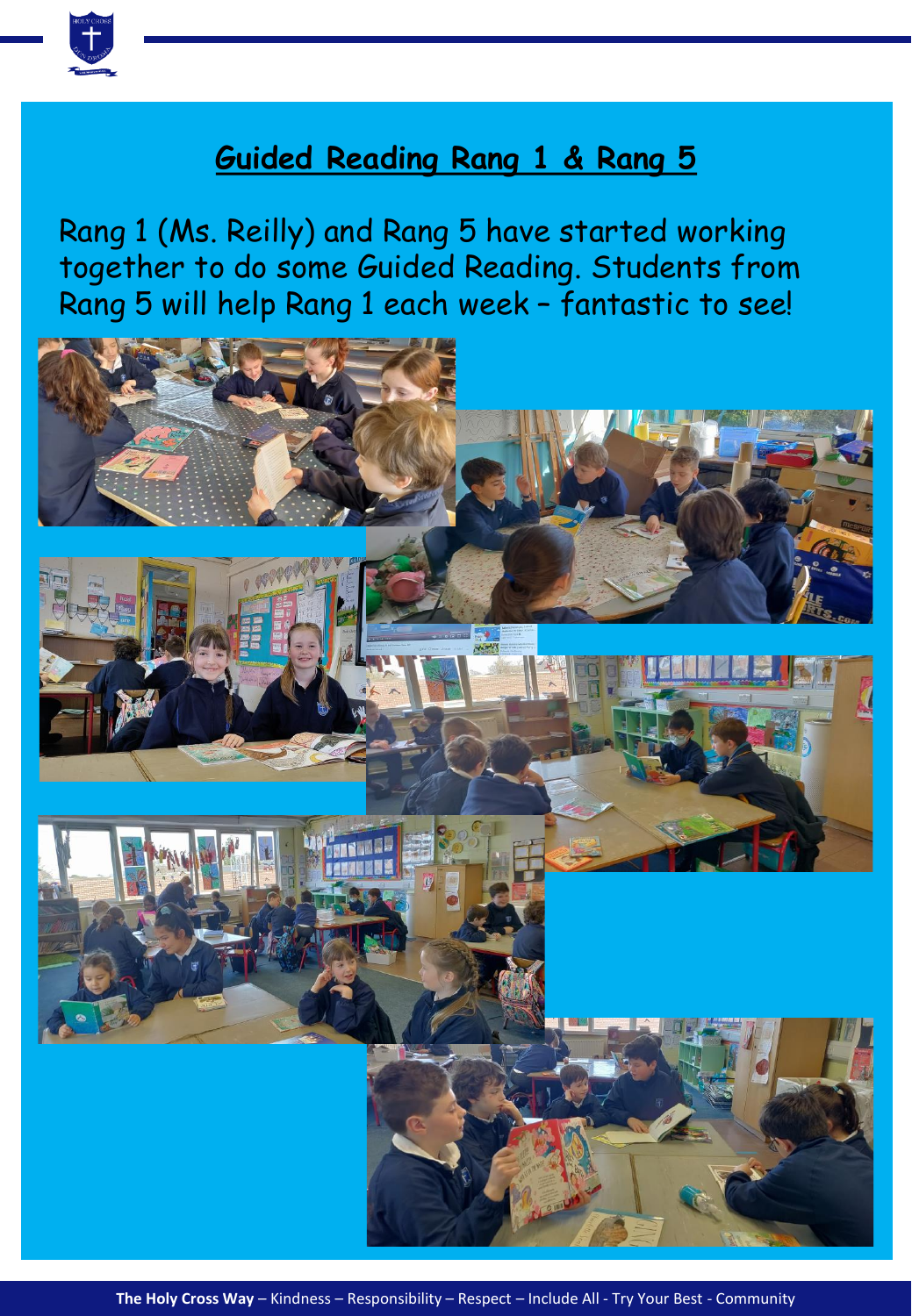## Guided Reading Rang 1 & Rang 5

Rang 1 (Ms. Reilly) and Rang 5 have started working together to do some Guided Reading. Students from Rang 5 will help Rang 1 each week – fantastic to see!

**The Holy Cross Way** – Kindness – Responsibility – Respect – Include All - Try Your Best - Community